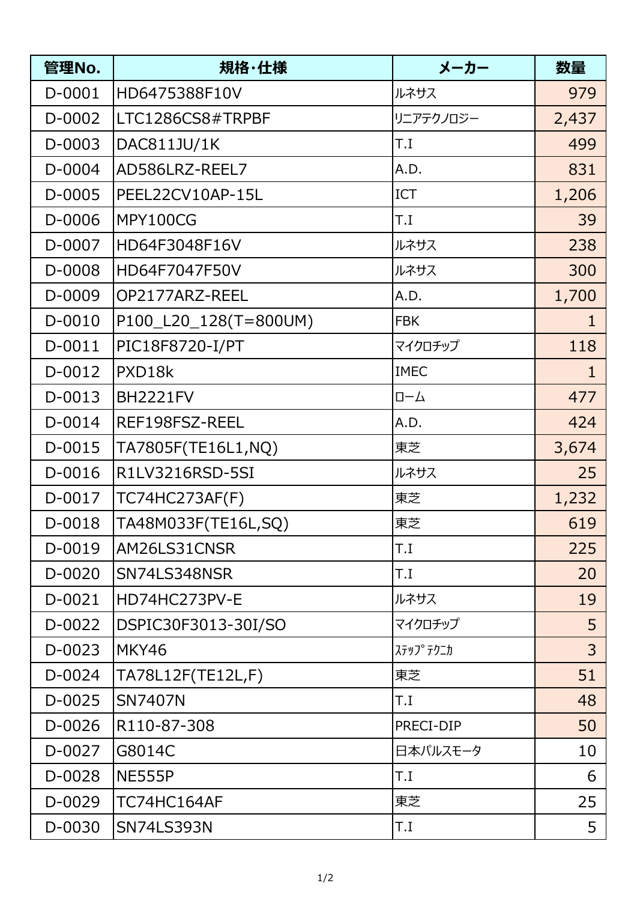| 管理No. | 規格･仕様 | メーカー | 数量 |
| --- | --- | --- | --- |
| D-0001 | HD6475388F10V | ルネサス | 979 |
| D-0002 | LTC1286CS8#TRPBF | リニアテクノロジー | 2,437 |
| D-0003 | DAC811JU/1K | T.I | 499 |
| D-0004 | AD586LRZ-REEL7 | A.D. | 831 |
| D-0005 | PEEL22CV10AP-15L | ICT | 1,206 |
| D-0006 | MPY100CG | T.I | 39 |
| D-0007 | HD64F3048F16V | ルネサス | 238 |
| D-0008 | HD64F7047F50V | ルネサス | 300 |
| D-0009 | OP2177ARZ-REEL | A.D. | 1,700 |
| D-0010 | P100_L20_128(T=800UM) | FBK | 1 |
| D-0011 | PIC18F8720-I/PT | マイクロチップ | 118 |
| D-0012 | PXD18k | IMEC | 1 |
| D-0013 | BH2221FV | ローム | 477 |
| D-0014 | REF198FSZ-REEL | A.D. | 424 |
| D-0015 | TA7805F(TE16L1,NQ) | 東芝 | 3,674 |
| D-0016 | R1LV3216RSD-5SI | ルネサス | 25 |
| D-0017 | TC74HC273AF(F) | 東芝 | 1,232 |
| D-0018 | TA48M033F(TE16L,SQ) | 東芝 | 619 |
| D-0019 | AM26LS31CNSR | T.I | 225 |
| D-0020 | SN74LS348NSR | T.I | 20 |
| D-0021 | HD74HC273PV-E | ルネサス | 19 |
| D-0022 | DSPIC30F3013-30I/SO | マイクロチップ | 5 |
| D-0023 | MKY46 | ｽﾃｯﾌﾟﾃｸﾆｶ | 3 |
| D-0024 | TA78L12F(TE12L,F) | 東芝 | 51 |
| D-0025 | SN7407N | T.I | 48 |
| D-0026 | R110-87-308 | PRECI-DIP | 50 |
| D-0027 | G8014C | 日本パルスモータ | 10 |
| D-0028 | NE555P | T.I | 6 |
| D-0029 | TC74HC164AF | 東芝 | 25 |
| D-0030 | SN74LS393N | T.I | 5 |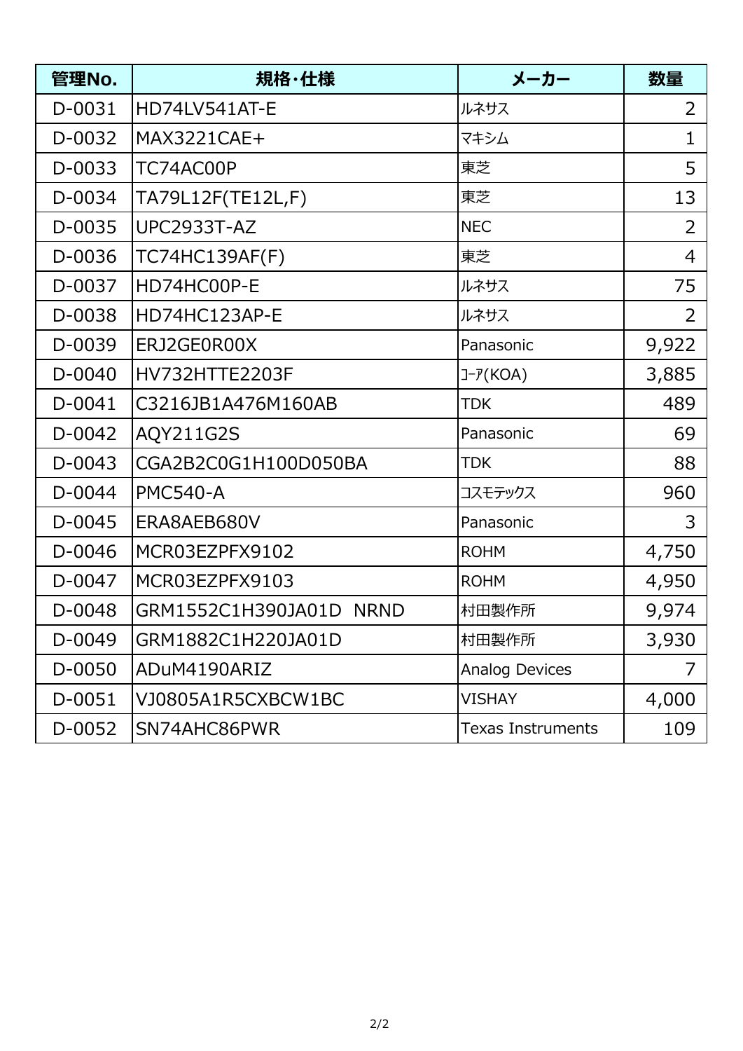| 管理No. | 規格･仕様 | メーカー | 数量 |
| --- | --- | --- | --- |
| D-0031 | HD74LV541AT-E | ﾙﾈｻｽ | 2 |
| D-0032 | MAX3221CAE+ | ﾏｷｼﾑ | 1 |
| D-0033 | TC74AC00P | 東芝 | 5 |
| D-0034 | TA79L12F(TE12L,F) | 東芝 | 13 |
| D-0035 | UPC2933T-AZ | NEC | 2 |
| D-0036 | TC74HC139AF(F) | 東芝 | 4 |
| D-0037 | HD74HC00P-E | ﾙﾈｻｽ | 75 |
| D-0038 | HD74HC123AP-E | ﾙﾈｻｽ | 2 |
| D-0039 | ERJ2GE0R00X | Panasonic | 9,922 |
| D-0040 | HV732HTTE2203F | ｺｰｱ(KOA) | 3,885 |
| D-0041 | C3216JB1A476M160AB | TDK | 489 |
| D-0042 | AQY211G2S | Panasonic | 69 |
| D-0043 | CGA2B2C0G1H100D050BA | TDK | 88 |
| D-0044 | PMC540-A | ｺｽﾓﾃｯｸｽ | 960 |
| D-0045 | ERA8AEB680V | Panasonic | 3 |
| D-0046 | MCR03EZPFX9102 | ROHM | 4,750 |
| D-0047 | MCR03EZPFX9103 | ROHM | 4,950 |
| D-0048 | GRM1552C1H390JA01D NRND | 村田製作所 | 9,974 |
| D-0049 | GRM1882C1H220JA01D | 村田製作所 | 3,930 |
| D-0050 | ADuM4190ARIZ | Analog Devices | 7 |
| D-0051 | VJ0805A1R5CXBCW1BC | VISHAY | 4,000 |
| D-0052 | SN74AHC86PWR | Texas Instruments | 109 |